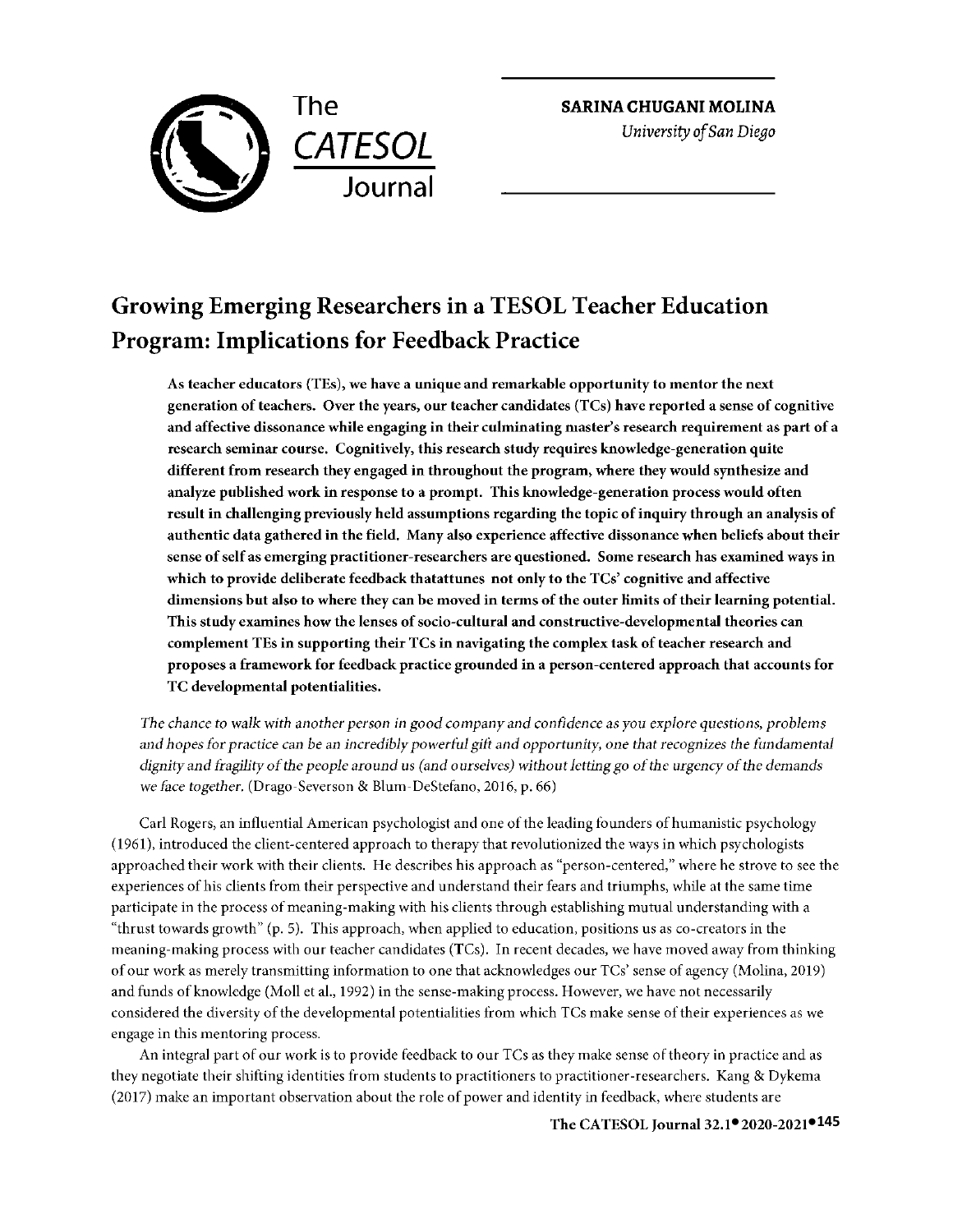**SARINA CHUGANI MOLINA**
*University of San Diego*

# Growing Emerging Researchers in a TESOL Teacher Education Program: Implications for Feedback Practice

**As teacher educators (TEs), we have a unique and remarkable opportunity to mentor the next generation of teachers. Over the years, our teacher candidates (TCs) have reported a sense of cognitive and affective dissonance while engaging in their culminating master's research requirement as part of a research seminar course. Cognitively, this research study requires knowledge-generation quite different from research they engaged in throughout the program, where they would synthesize and analyze published work in response to a prompt. This knowledge-generation process would often result in challenging previously held assumptions regarding the topic of inquiry through an analysis of authentic data gathered in the field. Many also experience affective dissonance when beliefs about their sense of self as emerging practitioner-researchers are questioned. Some research has examined ways in which to provide deliberate feedback thatattunes not only to the TCs' cognitive and affective dimensions but also to where they can be moved in terms of the outer limits of their learning potential. This study examines how the lenses of socio-cultural and constructive-developmental theories can complement TEs in supporting their TCs in navigating the complex task of teacher research and proposes a framework for feedback practice grounded in a person-centered approach that accounts for TC developmental potentialities.**

*The chance to walk with another person in good company and confidence as you explore questions, problems and hopes for practice can be an incredibly powerful gift and opportunity, one that recognizes the fundamental dignity and fragility of the people around us (and ourselves) without letting go of the urgency of the demands we face together.* (Drago-Severson & Blum-DeStefano, 2016, p. 66)

Carl Rogers, an influential American psychologist and one of the leading founders of humanistic psychology (1961), introduced the client-centered approach to therapy that revolutionized the ways in which psychologists approached their work with their clients. He describes his approach as "person-centered," where he strove to see the experiences of his clients from their perspective and understand their fears and triumphs, while at the same time participate in the process of meaning-making with his clients through establishing mutual understanding with a "thrust towards growth" (p. 5). This approach, when applied to education, positions us as co-creators in the meaning-making process with our teacher candidates (TCs). In recent decades, we have moved away from thinking of our work as merely transmitting information to one that acknowledges our TCs' sense of agency (Molina, 2019) and funds of knowledge (Moll et al., 1992) in the sense-making process. However, we have not necessarily considered the diversity of the developmental potentialities from which TCs make sense of their experiences as we engage in this mentoring process.

An integral part of our work is to provide feedback to our TCs as they make sense of theory in practice and as they negotiate their shifting identities from students to practitioners to practitioner-researchers. Kang & Dykema (2017) make an important observation about the role of power and identity in feedback, where students are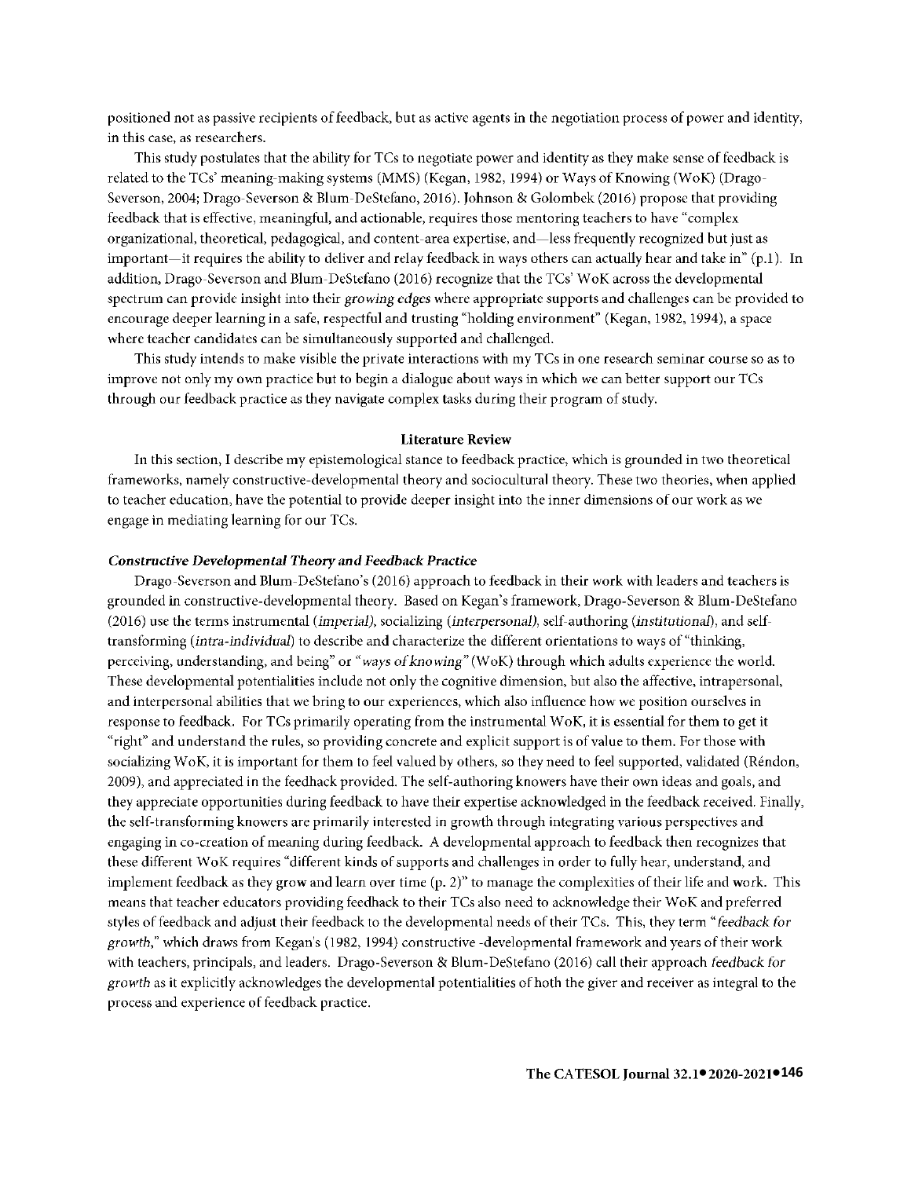positioned not as passive recipients of feedback, but as active agents in the negotiation process of power and identity, in this case, as researchers.

This study postulates that the ability for TCs to negotiate power and identity as they make sense of feedback is related to the TCs' meaning-making systems (MMS) (Kegan, 1982, 1994) or Ways of Knowing (WoK) (Drago-Severson, 2004; Drago-Severson & Blum-DeStefano, 2016). Johnson & Golombek (2016) propose that providing feedback that is effective, meaningful, and actionable, requires those mentoring teachers to have "complex organizational, theoretical, pedagogical, and content-area expertise, and—less frequently recognized but just as important—it requires the ability to deliver and relay feedback in ways others can actually hear and take in" (p.1). In addition, Drago-Severson and Blum-DeStefano (2016) recognize that the TCs' WoK across the developmental spectrum can provide insight into their *growing edges* where appropriate supports and challenges can be provided to encourage deeper learning in a safe, respectful and trusting "holding environment" (Kegan, 1982, 1994), a space where teacher candidates can be simultaneously supported and challenged.

This study intends to make visible the private interactions with my TCs in one research seminar course so as to improve not only my own practice but to begin a dialogue about ways in which we can better support our TCs through our feedback practice as they navigate complex tasks during their program of study.

## Literature Review

In this section, I describe my epistemological stance to feedback practice, which is grounded in two theoretical frameworks, namely constructive-developmental theory and sociocultural theory. These two theories, when applied to teacher education, have the potential to provide deeper insight into the inner dimensions of our work as we engage in mediating learning for our TCs.

### *Constructive Developmental Theory and Feedback Practice*

Drago-Severson and Blum-DeStefano's (2016) approach to feedback in their work with leaders and teachers is grounded in constructive-developmental theory. Based on Kegan's framework, Drago-Severson & Blum-DeStefano (2016) use the terms instrumental (*imperial*), socializing (*interpersonal*), self-authoring (*institutional*), and self-transforming (*intra-individual*) to describe and characterize the different orientations to ways of "thinking, perceiving, understanding, and being" or "*ways of knowing*" (WoK) through which adults experience the world. These developmental potentialities include not only the cognitive dimension, but also the affective, intrapersonal, and interpersonal abilities that we bring to our experiences, which also influence how we position ourselves in response to feedback. For TCs primarily operating from the instrumental WoK, it is essential for them to get it "right" and understand the rules, so providing concrete and explicit support is of value to them. For those with socializing WoK, it is important for them to feel valued by others, so they need to feel supported, validated (Réndon, 2009), and appreciated in the feedback provided. The self-authoring knowers have their own ideas and goals, and they appreciate opportunities during feedback to have their expertise acknowledged in the feedback received. Finally, the self-transforming knowers are primarily interested in growth through integrating various perspectives and engaging in co-creation of meaning during feedback. A developmental approach to feedback then recognizes that these different WoK requires "different kinds of supports and challenges in order to fully hear, understand, and implement feedback as they grow and learn over time (p. 2)" to manage the complexities of their life and work. This means that teacher educators providing feedback to their TCs also need to acknowledge their WoK and preferred styles of feedback and adjust their feedback to the developmental needs of their TCs. This, they term "*feedback for growth*," which draws from Kegan's (1982, 1994) constructive -developmental framework and years of their work with teachers, principals, and leaders. Drago-Severson & Blum-DeStefano (2016) call their approach *feedback for growth* as it explicitly acknowledges the developmental potentialities of both the giver and receiver as integral to the process and experience of feedback practice.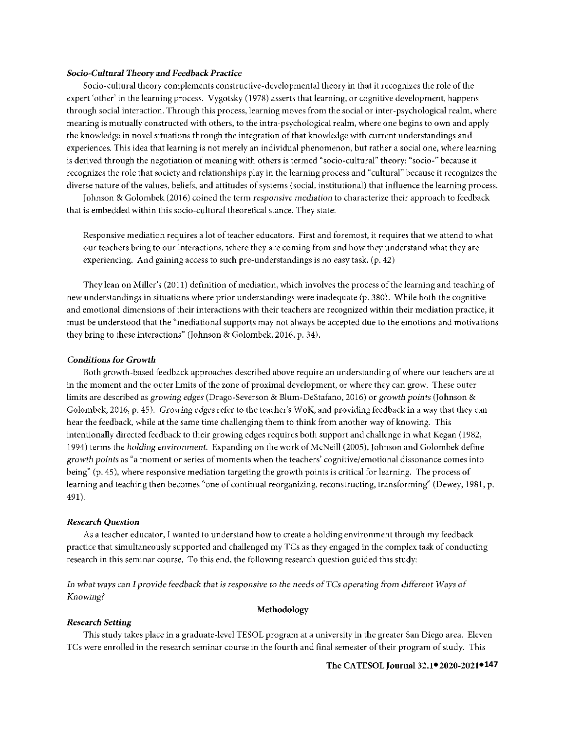### *Socio-Cultural Theory and Feedback Practice*

Socio-cultural theory complements constructive-developmental theory in that it recognizes the role of the expert 'other' in the learning process. Vygotsky (1978) asserts that learning, or cognitive development, happens through social interaction. Through this process, learning moves from the social or inter-psychological realm, where meaning is mutually constructed with others, to the intra-psychological realm, where one begins to own and apply the knowledge in novel situations through the integration of that knowledge with current understandings and experiences. This idea that learning is not merely an individual phenomenon, but rather a social one, where learning is derived through the negotiation of meaning with others is termed "socio-cultural" theory: "socio-" because it recognizes the role that society and relationships play in the learning process and "cultural" because it recognizes the diverse nature of the values, beliefs, and attitudes of systems (social, institutional) that influence the learning process.

Johnson & Golombek (2016) coined the term *responsive mediation* to characterize their approach to feedback that is embedded within this socio-cultural theoretical stance. They state:

> Responsive mediation requires a lot of teacher educators. First and foremost, it requires that we attend to what our teachers bring to our interactions, where they are coming from and how they understand what they are experiencing. And gaining access to such pre-understandings is no easy task. (p. 42)

They lean on Miller's (2011) definition of mediation, which involves the process of the learning and teaching of new understandings in situations where prior understandings were inadequate (p. 380). While both the cognitive and emotional dimensions of their interactions with their teachers are recognized within their mediation practice, it must be understood that the "mediational supports may not always be accepted due to the emotions and motivations they bring to these interactions" (Johnson & Golombek, 2016, p. 34).

### *Conditions for Growth*

Both growth-based feedback approaches described above require an understanding of where our teachers are at in the moment and the outer limits of the zone of proximal development, or where they can grow. These outer limits are described as *growing edges* (Drago-Severson & Blum-DeStafano, 2016) or *growth points* (Johnson & Golombek, 2016, p. 45). *Growing edges* refer to the teacher's WoK, and providing feedback in a way that they can hear the feedback, while at the same time challenging them to think from another way of knowing. This intentionally directed feedback to their growing edges requires both support and challenge in what Kegan (1982, 1994) terms the *holding environment.* Expanding on the work of McNeill (2005), Johnson and Golombek define *growth points* as "a moment or series of moments when the teachers' cognitive/emotional dissonance comes into being" (p. 45), where responsive mediation targeting the growth points is critical for learning. The process of learning and teaching then becomes "one of continual reorganizing, reconstructing, transforming" (Dewey, 1981, p. 491).

### *Research Question*

As a teacher educator, I wanted to understand how to create a holding environment through my feedback practice that simultaneously supported and challenged my TCs as they engaged in the complex task of conducting research in this seminar course. To this end, the following research question guided this study:

*In what ways can I provide feedback that is responsive to the needs of TCs operating from different Ways of Knowing?*

## Methodology

### *Research Setting*

This study takes place in a graduate-level TESOL program at a university in the greater San Diego area. Eleven TCs were enrolled in the research seminar course in the fourth and final semester of their program of study. This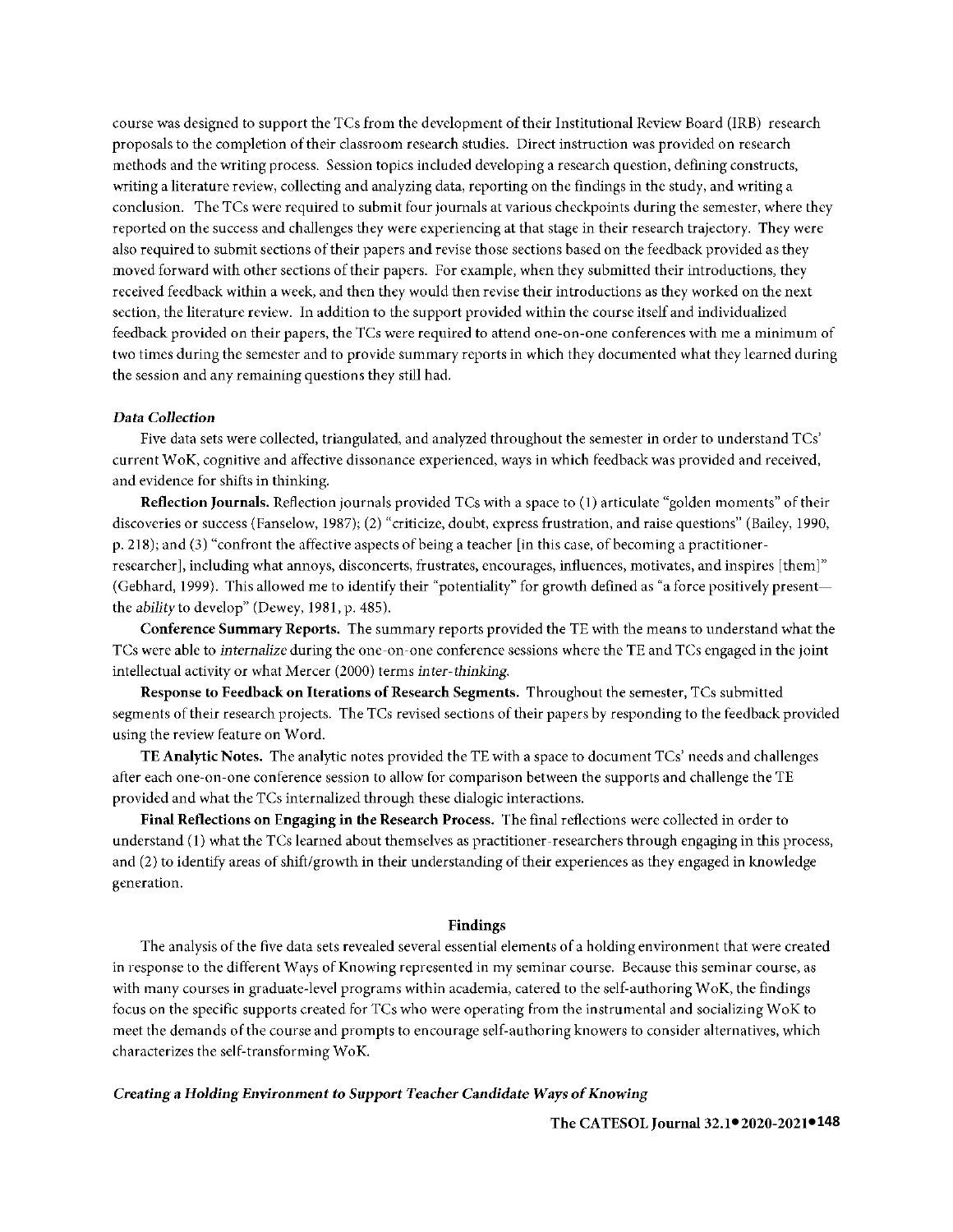course was designed to support the TCs from the development of their Institutional Review Board (IRB) research proposals to the completion of their classroom research studies. Direct instruction was provided on research methods and the writing process. Session topics included developing a research question, defining constructs, writing a literature review, collecting and analyzing data, reporting on the findings in the study, and writing a conclusion. The TCs were required to submit four journals at various checkpoints during the semester, where they reported on the success and challenges they were experiencing at that stage in their research trajectory. They were also required to submit sections of their papers and revise those sections based on the feedback provided as they moved forward with other sections of their papers. For example, when they submitted their introductions, they received feedback within a week, and then they would then revise their introductions as they worked on the next section, the literature review. In addition to the support provided within the course itself and individualized feedback provided on their papers, the TCs were required to attend one-on-one conferences with me a minimum of two times during the semester and to provide summary reports in which they documented what they learned during the session and any remaining questions they still had.

### *Data Collection*

Five data sets were collected, triangulated, and analyzed throughout the semester in order to understand TCs' current WoK, cognitive and affective dissonance experienced, ways in which feedback was provided and received, and evidence for shifts in thinking.

**Reflection Journals.** Reflection journals provided TCs with a space to (1) articulate "golden moments" of their discoveries or success (Fanselow, 1987); (2) "criticize, doubt, express frustration, and raise questions" (Bailey, 1990, p. 218); and (3) "confront the affective aspects of being a teacher [in this case, of becoming a practitioner-researcher], including what annoys, disconcerts, frustrates, encourages, influences, motivates, and inspires [them]" (Gebhard, 1999). This allowed me to identify their "potentiality" for growth defined as "a force positively present—the *ability* to develop" (Dewey, 1981, p. 485).

**Conference Summary Reports.** The summary reports provided the TE with the means to understand what the TCs were able to *internalize* during the one-on-one conference sessions where the TE and TCs engaged in the joint intellectual activity or what Mercer (2000) terms *inter-thinking*.

**Response to Feedback on Iterations of Research Segments.** Throughout the semester, TCs submitted segments of their research projects. The TCs revised sections of their papers by responding to the feedback provided using the review feature on Word.

**TE Analytic Notes.** The analytic notes provided the TE with a space to document TCs' needs and challenges after each one-on-one conference session to allow for comparison between the supports and challenge the TE provided and what the TCs internalized through these dialogic interactions.

**Final Reflections on Engaging in the Research Process.** The final reflections were collected in order to understand (1) what the TCs learned about themselves as practitioner-researchers through engaging in this process, and (2) to identify areas of shift/growth in their understanding of their experiences as they engaged in knowledge generation.

## Findings

The analysis of the five data sets revealed several essential elements of a holding environment that were created in response to the different Ways of Knowing represented in my seminar course. Because this seminar course, as with many courses in graduate-level programs within academia, catered to the self-authoring WoK, the findings focus on the specific supports created for TCs who were operating from the instrumental and socializing WoK to meet the demands of the course and prompts to encourage self-authoring knowers to consider alternatives, which characterizes the self-transforming WoK.

### *Creating a Holding Environment to Support Teacher Candidate Ways of Knowing*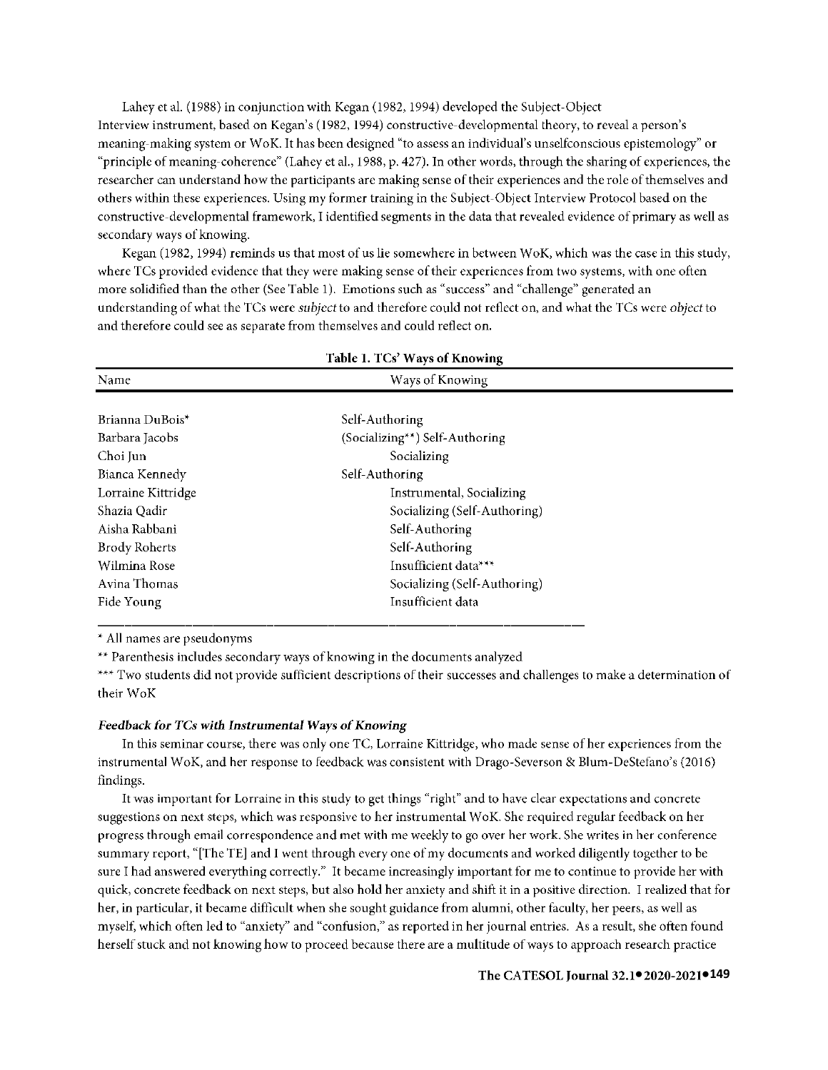Lahey et al. (1988) in conjunction with Kegan (1982, 1994) developed the Subject-Object Interview instrument, based on Kegan's (1982, 1994) constructive-developmental theory, to reveal a person's meaning-making system or WoK. It has been designed "to assess an individual's unselfconscious epistemology" or "principle of meaning-coherence" (Lahey et al., 1988, p. 427). In other words, through the sharing of experiences, the researcher can understand how the participants are making sense of their experiences and the role of themselves and others within these experiences. Using my former training in the Subject-Object Interview Protocol based on the constructive-developmental framework, I identified segments in the data that revealed evidence of primary as well as secondary ways of knowing.

Kegan (1982, 1994) reminds us that most of us lie somewhere in between WoK, which was the case in this study, where TCs provided evidence that they were making sense of their experiences from two systems, with one often more solidified than the other (See Table 1). Emotions such as "success" and "challenge" generated an understanding of what the TCs were *subject* to and therefore could not reflect on, and what the TCs were *object* to and therefore could see as separate from themselves and could reflect on.

**Table 1. TCs' Ways of Knowing**

| Name | Ways of Knowing |
|---|---|
| Brianna DuBois* | Self-Authoring |
| Barbara Jacobs | (Socializing**) Self-Authoring |
| Choi Jun | Socializing |
| Bianca Kennedy | Self-Authoring |
| Lorraine Kittridge | Instrumental, Socializing |
| Shazia Qadir | Socializing (Self-Authoring) |
| Aisha Rabbani | Self-Authoring |
| Brody Roberts | Self-Authoring |
| Wilmina Rose | Insufficient data*** |
| Avina Thomas | Socializing (Self-Authoring) |
| Fide Young | Insufficient data |

\* All names are pseudonyms

** Parenthesis includes secondary ways of knowing in the documents analyzed

*** Two students did not provide sufficient descriptions of their successes and challenges to make a determination of their WoK

#### *Feedback for TCs with Instrumental Ways of Knowing*

In this seminar course, there was only one TC, Lorraine Kittridge, who made sense of her experiences from the instrumental WoK, and her response to feedback was consistent with Drago-Severson & Blum-DeStefano's (2016) findings.

It was important for Lorraine in this study to get things "right" and to have clear expectations and concrete suggestions on next steps, which was responsive to her instrumental WoK. She required regular feedback on her progress through email correspondence and met with me weekly to go over her work. She writes in her conference summary report, "[The TE] and I went through every one of my documents and worked diligently together to be sure I had answered everything correctly." It became increasingly important for me to continue to provide her with quick, concrete feedback on next steps, but also hold her anxiety and shift it in a positive direction. I realized that for her, in particular, it became difficult when she sought guidance from alumni, other faculty, her peers, as well as myself, which often led to "anxiety" and "confusion," as reported in her journal entries. As a result, she often found herself stuck and not knowing how to proceed because there are a multitude of ways to approach research practice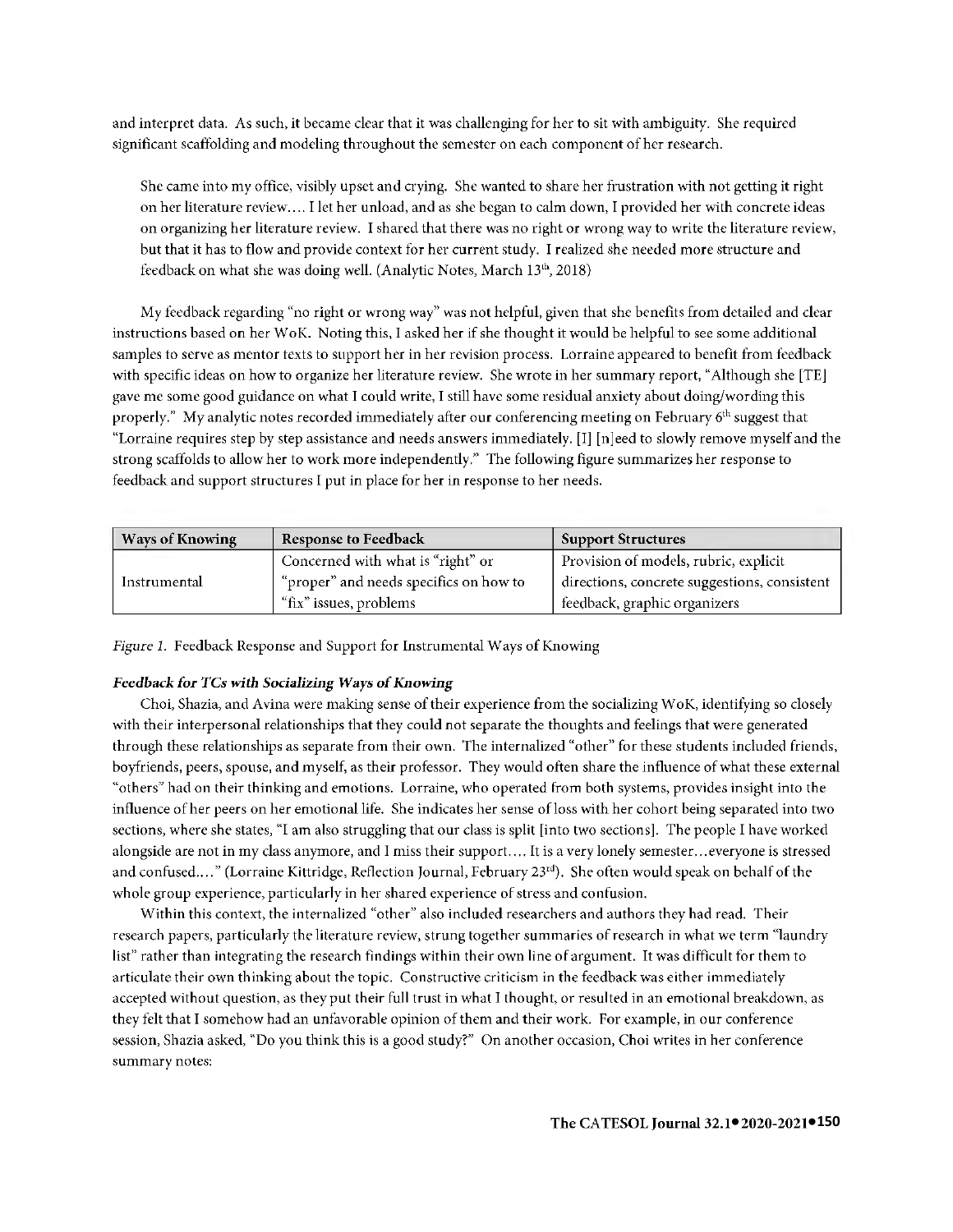and interpret data. As such, it became clear that it was challenging for her to sit with ambiguity. She required significant scaffolding and modeling throughout the semester on each component of her research.

> She came into my office, visibly upset and crying. She wanted to share her frustration with not getting it right on her literature review.... I let her unload, and as she began to calm down, I provided her with concrete ideas on organizing her literature review. I shared that there was no right or wrong way to write the literature review, but that it has to flow and provide context for her current study. I realized she needed more structure and feedback on what she was doing well. (Analytic Notes, March 13th, 2018)

My feedback regarding "no right or wrong way" was not helpful, given that she benefits from detailed and clear instructions based on her WoK. Noting this, I asked her if she thought it would be helpful to see some additional samples to serve as mentor texts to support her in her revision process. Lorraine appeared to benefit from feedback with specific ideas on how to organize her literature review. She wrote in her summary report, "Although she [TE] gave me some good guidance on what I could write, I still have some residual anxiety about doing/wording this properly." My analytic notes recorded immediately after our conferencing meeting on February 6th suggest that "Lorraine requires step by step assistance and needs answers immediately. [I] [n]eed to slowly remove myself and the strong scaffolds to allow her to work more independently." The following figure summarizes her response to feedback and support structures I put in place for her in response to her needs.

| Ways of Knowing | Response to Feedback | Support Structures |
|---|---|---|
| Instrumental | Concerned with what is "right" or "proper" and needs specifics on how to "fix" issues, problems | Provision of models, rubric, explicit directions, concrete suggestions, consistent feedback, graphic organizers |

*Figure 1.* Feedback Response and Support for Instrumental Ways of Knowing

### *Feedback for TCs with Socializing Ways of Knowing*

Choi, Shazia, and Avina were making sense of their experience from the socializing WoK, identifying so closely with their interpersonal relationships that they could not separate the thoughts and feelings that were generated through these relationships as separate from their own. The internalized "other" for these students included friends, boyfriends, peers, spouse, and myself, as their professor. They would often share the influence of what these external "others" had on their thinking and emotions. Lorraine, who operated from both systems, provides insight into the influence of her peers on her emotional life. She indicates her sense of loss with her cohort being separated into two sections, where she states, "I am also struggling that our class is split [into two sections]. The people I have worked alongside are not in my class anymore, and I miss their support.... It is a very lonely semester...everyone is stressed and confused...." (Lorraine Kittridge, Reflection Journal, February 23rd). She often would speak on behalf of the whole group experience, particularly in her shared experience of stress and confusion.

Within this context, the internalized "other" also included researchers and authors they had read. Their research papers, particularly the literature review, strung together summaries of research in what we term "laundry list" rather than integrating the research findings within their own line of argument. It was difficult for them to articulate their own thinking about the topic. Constructive criticism in the feedback was either immediately accepted without question, as they put their full trust in what I thought, or resulted in an emotional breakdown, as they felt that I somehow had an unfavorable opinion of them and their work. For example, in our conference session, Shazia asked, "Do you think this is a good study?" On another occasion, Choi writes in her conference summary notes: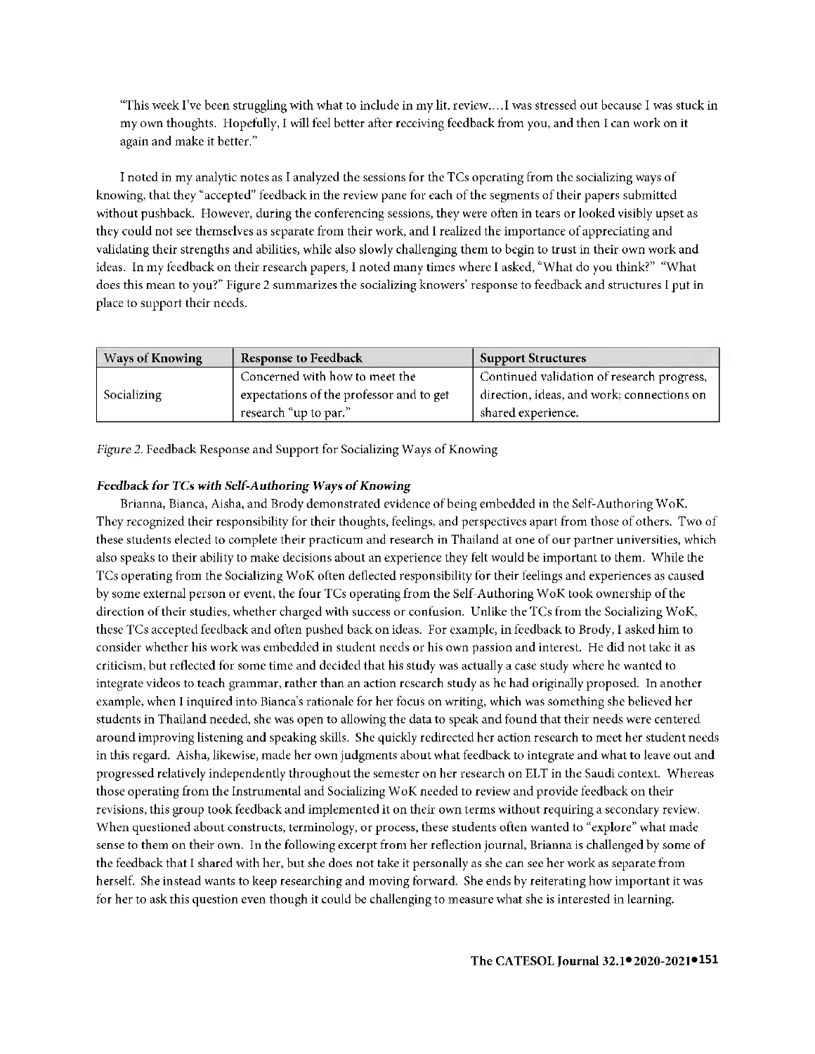"This week I've been struggling with what to include in my lit. review.…I was stressed out because I was stuck in my own thoughts. Hopefully, I will feel better after receiving feedback from you, and then I can work on it again and make it better."

I noted in my analytic notes as I analyzed the sessions for the TCs operating from the socializing ways of knowing, that they "accepted" feedback in the review pane for each of the segments of their papers submitted without pushback. However, during the conferencing sessions, they were often in tears or looked visibly upset as they could not see themselves as separate from their work, and I realized the importance of appreciating and validating their strengths and abilities, while also slowly challenging them to begin to trust in their own work and ideas. In my feedback on their research papers, I noted many times where I asked, "What do you think?" "What does this mean to you?" Figure 2 summarizes the socializing knowers' response to feedback and structures I put in place to support their needs.

| Ways of Knowing | Response to Feedback | Support Structures |
| --- | --- | --- |
| Socializing | Concerned with how to meet the expectations of the professor and to get research "up to par." | Continued validation of research progress, direction, ideas, and work; connections on shared experience. |

*Figure 2.* Feedback Response and Support for Socializing Ways of Knowing

#### *Feedback for TCs with Self-Authoring Ways of Knowing*

Brianna, Bianca, Aisha, and Brody demonstrated evidence of being embedded in the Self-Authoring WoK. They recognized their responsibility for their thoughts, feelings, and perspectives apart from those of others. Two of these students elected to complete their practicum and research in Thailand at one of our partner universities, which also speaks to their ability to make decisions about an experience they felt would be important to them. While the TCs operating from the Socializing WoK often deflected responsibility for their feelings and experiences as caused by some external person or event, the four TCs operating from the Self-Authoring WoK took ownership of the direction of their studies, whether charged with success or confusion. Unlike the TCs from the Socializing WoK, these TCs accepted feedback and often pushed back on ideas. For example, in feedback to Brody, I asked him to consider whether his work was embedded in student needs or his own passion and interest. He did not take it as criticism, but reflected for some time and decided that his study was actually a case study where he wanted to integrate videos to teach grammar, rather than an action research study as he had originally proposed. In another example, when I inquired into Bianca's rationale for her focus on writing, which was something she believed her students in Thailand needed, she was open to allowing the data to speak and found that their needs were centered around improving listening and speaking skills. She quickly redirected her action research to meet her student needs in this regard. Aisha, likewise, made her own judgments about what feedback to integrate and what to leave out and progressed relatively independently throughout the semester on her research on ELT in the Saudi context. Whereas those operating from the Instrumental and Socializing WoK needed to review and provide feedback on their revisions, this group took feedback and implemented it on their own terms without requiring a secondary review. When questioned about constructs, terminology, or process, these students often wanted to "explore" what made sense to them on their own. In the following excerpt from her reflection journal, Brianna is challenged by some of the feedback that I shared with her, but she does not take it personally as she can see her work as separate from herself. She instead wants to keep researching and moving forward. She ends by reiterating how important it was for her to ask this question even though it could be challenging to measure what she is interested in learning.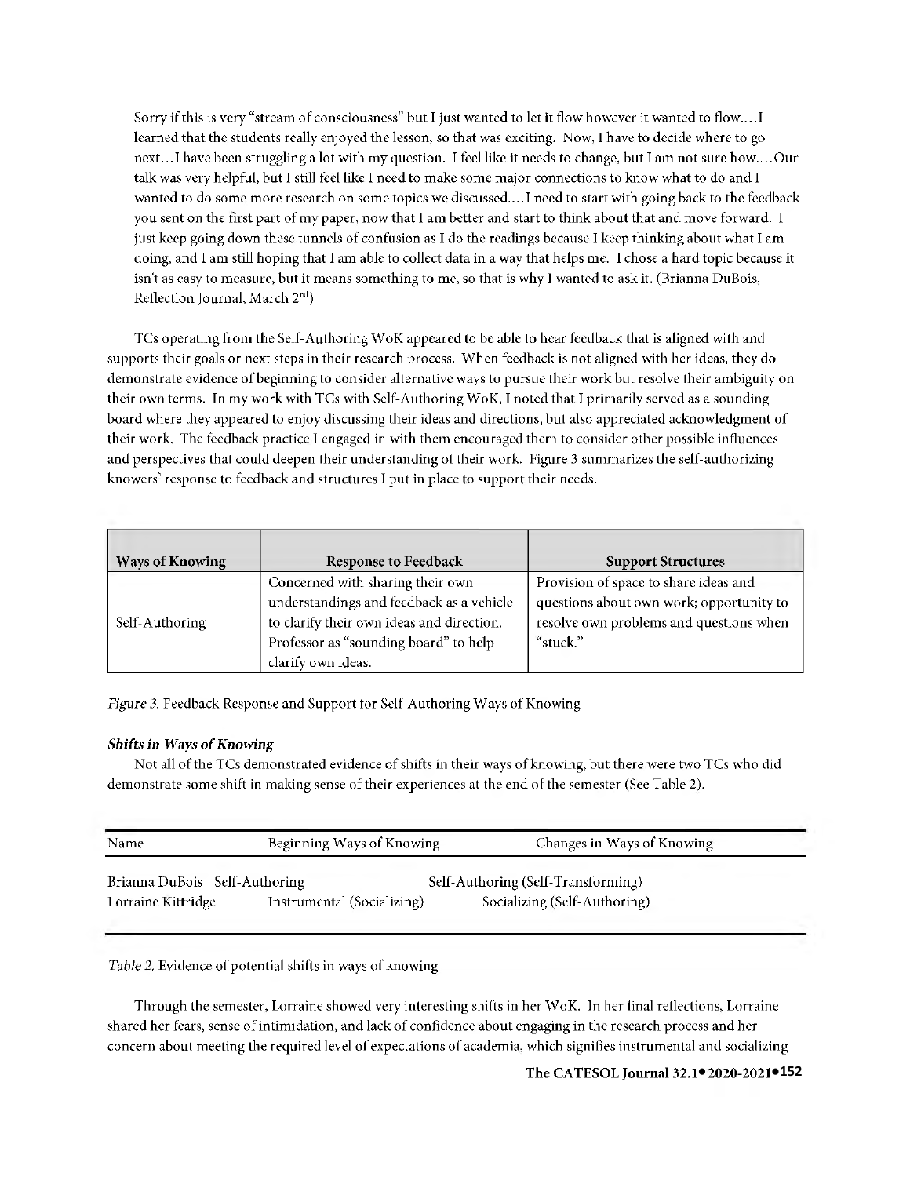Sorry if this is very "stream of consciousness" but I just wanted to let it flow however it wanted to flow....I learned that the students really enjoyed the lesson, so that was exciting. Now, I have to decide where to go next...I have been struggling a lot with my question. I feel like it needs to change, but I am not sure how....Our talk was very helpful, but I still feel like I need to make some major connections to know what to do and I wanted to do some more research on some topics we discussed....I need to start with going back to the feedback you sent on the first part of my paper, now that I am better and start to think about that and move forward. I just keep going down these tunnels of confusion as I do the readings because I keep thinking about what I am doing, and I am still hoping that I am able to collect data in a way that helps me. I chose a hard topic because it isn't as easy to measure, but it means something to me, so that is why I wanted to ask it. (Brianna DuBois, Reflection Journal, March 2nd)

TCs operating from the Self-Authoring WoK appeared to be able to hear feedback that is aligned with and supports their goals or next steps in their research process. When feedback is not aligned with her ideas, they do demonstrate evidence of beginning to consider alternative ways to pursue their work but resolve their ambiguity on their own terms. In my work with TCs with Self-Authoring WoK, I noted that I primarily served as a sounding board where they appeared to enjoy discussing their ideas and directions, but also appreciated acknowledgment of their work. The feedback practice I engaged in with them encouraged them to consider other possible influences and perspectives that could deepen their understanding of their work. Figure 3 summarizes the self-authorizing knowers' response to feedback and structures I put in place to support their needs.

| Ways of Knowing | Response to Feedback | Support Structures |
|---|---|---|
| Self-Authoring | Concerned with sharing their own understandings and feedback as a vehicle to clarify their own ideas and direction. Professor as "sounding board" to help clarify own ideas. | Provision of space to share ideas and questions about own work; opportunity to resolve own problems and questions when "stuck." |

*Figure 3.* Feedback Response and Support for Self-Authoring Ways of Knowing

***Shifts in Ways of Knowing***

Not all of the TCs demonstrated evidence of shifts in their ways of knowing, but there were two TCs who did demonstrate some shift in making sense of their experiences at the end of the semester (See Table 2).

| Name | Beginning Ways of Knowing | Changes in Ways of Knowing |
|---|---|---|
| Brianna DuBois | Self-Authoring | Self-Authoring (Self-Transforming) |
| Lorraine Kittridge | Instrumental (Socializing) | Socializing (Self-Authoring) |

*Table 2.* Evidence of potential shifts in ways of knowing

Through the semester, Lorraine showed very interesting shifts in her WoK. In her final reflections, Lorraine shared her fears, sense of intimidation, and lack of confidence about engaging in the research process and her concern about meeting the required level of expectations of academia, which signifies instrumental and socializing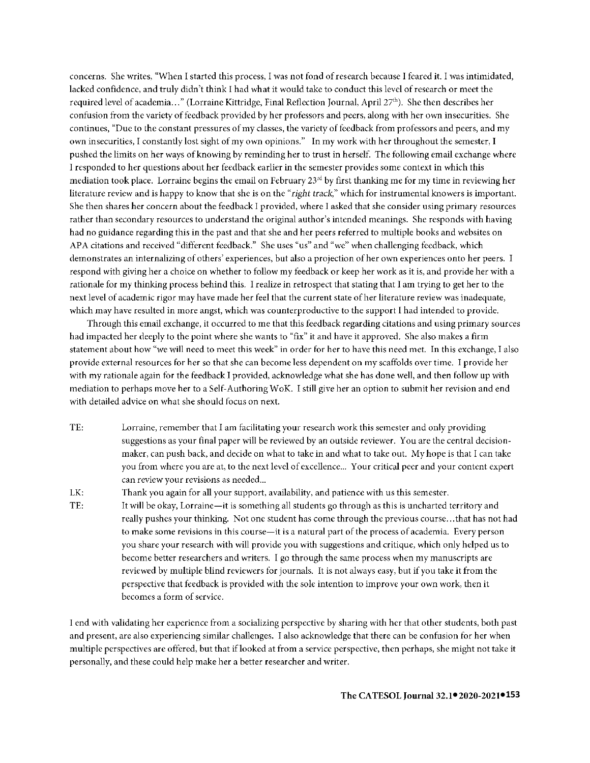concerns. She writes, "When I started this process, I was not fond of research because I feared it. I was intimidated, lacked confidence, and truly didn't think I had what it would take to conduct this level of research or meet the required level of academia…" (Lorraine Kittridge, Final Reflection Journal, April 27th). She then describes her confusion from the variety of feedback provided by her professors and peers, along with her own insecurities. She continues, "Due to the constant pressures of my classes, the variety of feedback from professors and peers, and my own insecurities, I constantly lost sight of my own opinions." In my work with her throughout the semester, I pushed the limits on her ways of knowing by reminding her to trust in herself. The following email exchange where I responded to her questions about her feedback earlier in the semester provides some context in which this mediation took place. Lorraine begins the email on February 23rd by first thanking me for my time in reviewing her literature review and is happy to know that she is on the "*right track*," which for instrumental knowers is important. She then shares her concern about the feedback I provided, where I asked that she consider using primary resources rather than secondary resources to understand the original author's intended meanings. She responds with having had no guidance regarding this in the past and that she and her peers referred to multiple books and websites on APA citations and received "different feedback." She uses "us" and "we" when challenging feedback, which demonstrates an internalizing of others' experiences, but also a projection of her own experiences onto her peers. I respond with giving her a choice on whether to follow my feedback or keep her work as it is, and provide her with a rationale for my thinking process behind this. I realize in retrospect that stating that I am trying to get her to the next level of academic rigor may have made her feel that the current state of her literature review was inadequate, which may have resulted in more angst, which was counterproductive to the support I had intended to provide.

Through this email exchange, it occurred to me that this feedback regarding citations and using primary sources had impacted her deeply to the point where she wants to "fix" it and have it approved. She also makes a firm statement about how "we will need to meet this week" in order for her to have this need met. In this exchange, I also provide external resources for her so that she can become less dependent on my scaffolds over time. I provide her with my rationale again for the feedback I provided, acknowledge what she has done well, and then follow up with mediation to perhaps move her to a Self-Authoring WoK. I still give her an option to submit her revision and end with detailed advice on what she should focus on next.

TE: Lorraine, remember that I am facilitating your research work this semester and only providing suggestions as your final paper will be reviewed by an outside reviewer. You are the central decision-maker, can push back, and decide on what to take in and what to take out. My hope is that I can take you from where you are at, to the next level of excellence... Your critical peer and your content expert can review your revisions as needed...

LK: Thank you again for all your support, availability, and patience with us this semester.

TE: It will be okay, Lorraine—it is something all students go through as this is uncharted territory and really pushes your thinking. Not one student has come through the previous course…that has not had to make some revisions in this course—it is a natural part of the process of academia. Every person you share your research with will provide you with suggestions and critique, which only helped us to become better researchers and writers. I go through the same process when my manuscripts are reviewed by multiple blind reviewers for journals. It is not always easy, but if you take it from the perspective that feedback is provided with the sole intention to improve your own work, then it becomes a form of service.

I end with validating her experience from a socializing perspective by sharing with her that other students, both past and present, are also experiencing similar challenges. I also acknowledge that there can be confusion for her when multiple perspectives are offered, but that if looked at from a service perspective, then perhaps, she might not take it personally, and these could help make her a better researcher and writer.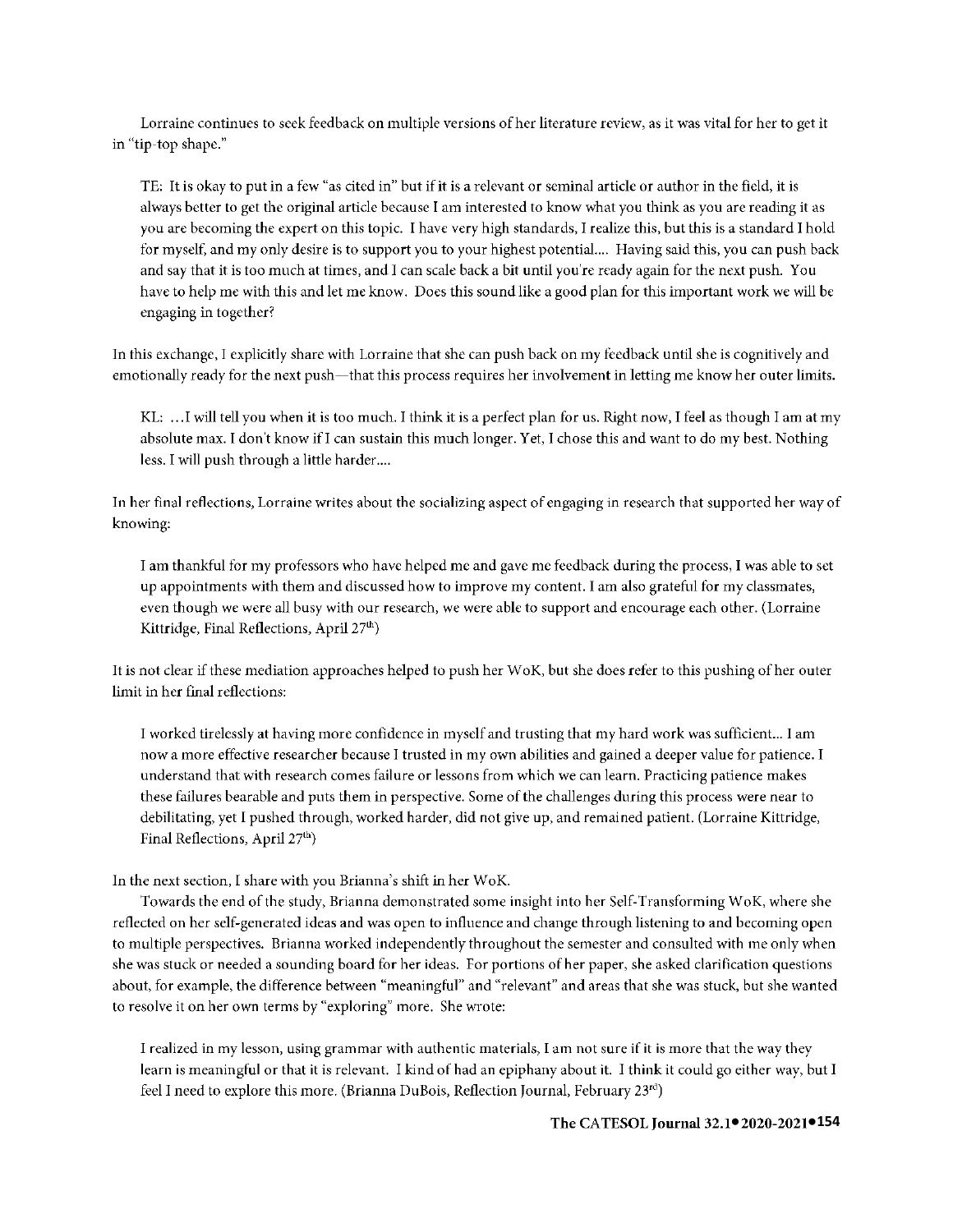Lorraine continues to seek feedback on multiple versions of her literature review, as it was vital for her to get it in "tip-top shape."

> TE: It is okay to put in a few "as cited in" but if it is a relevant or seminal article or author in the field, it is always better to get the original article because I am interested to know what you think as you are reading it as you are becoming the expert on this topic. I have very high standards, I realize this, but this is a standard I hold for myself, and my only desire is to support you to your highest potential.... Having said this, you can push back and say that it is too much at times, and I can scale back a bit until you're ready again for the next push. You have to help me with this and let me know. Does this sound like a good plan for this important work we will be engaging in together?

In this exchange, I explicitly share with Lorraine that she can push back on my feedback until she is cognitively and emotionally ready for the next push—that this process requires her involvement in letting me know her outer limits.

> KL: ...I will tell you when it is too much. I think it is a perfect plan for us. Right now, I feel as though I am at my absolute max. I don't know if I can sustain this much longer. Yet, I chose this and want to do my best. Nothing less. I will push through a little harder....

In her final reflections, Lorraine writes about the socializing aspect of engaging in research that supported her way of knowing:

> I am thankful for my professors who have helped me and gave me feedback during the process, I was able to set up appointments with them and discussed how to improve my content. I am also grateful for my classmates, even though we were all busy with our research, we were able to support and encourage each other. (Lorraine Kittridge, Final Reflections, April 27th)

It is not clear if these mediation approaches helped to push her WoK, but she does refer to this pushing of her outer limit in her final reflections:

> I worked tirelessly at having more confidence in myself and trusting that my hard work was sufficient... I am now a more effective researcher because I trusted in my own abilities and gained a deeper value for patience. I understand that with research comes failure or lessons from which we can learn. Practicing patience makes these failures bearable and puts them in perspective. Some of the challenges during this process were near to debilitating, yet I pushed through, worked harder, did not give up, and remained patient. (Lorraine Kittridge, Final Reflections, April 27th)

In the next section, I share with you Brianna's shift in her WoK.

Towards the end of the study, Brianna demonstrated some insight into her Self-Transforming WoK, where she reflected on her self-generated ideas and was open to influence and change through listening to and becoming open to multiple perspectives. Brianna worked independently throughout the semester and consulted with me only when she was stuck or needed a sounding board for her ideas. For portions of her paper, she asked clarification questions about, for example, the difference between "meaningful" and "relevant" and areas that she was stuck, but she wanted to resolve it on her own terms by "exploring" more. She wrote:

> I realized in my lesson, using grammar with authentic materials, I am not sure if it is more that the way they learn is meaningful or that it is relevant. I kind of had an epiphany about it. I think it could go either way, but I feel I need to explore this more. (Brianna DuBois, Reflection Journal, February 23rd)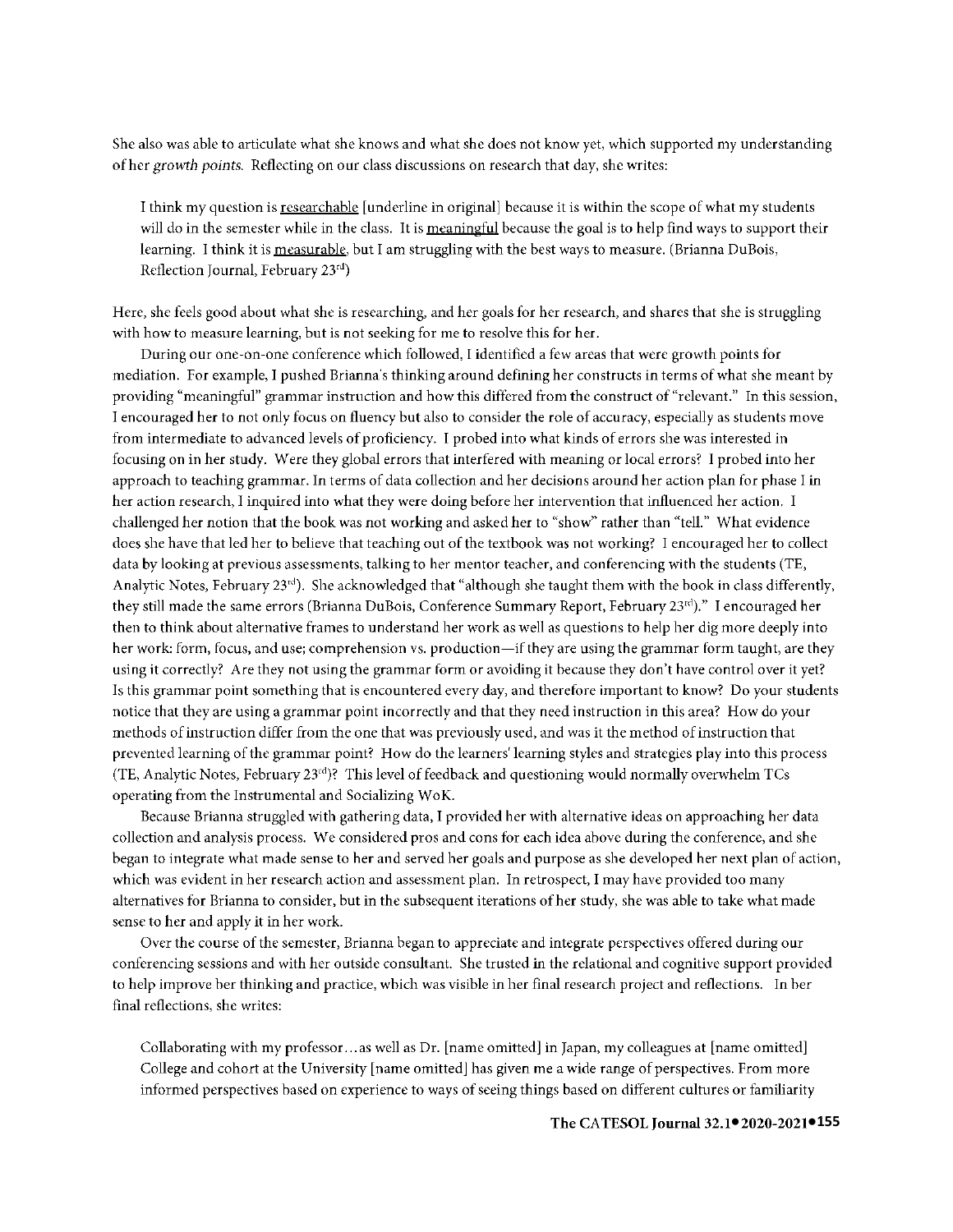She also was able to articulate what she knows and what she does not know yet, which supported my understanding of her *growth points*. Reflecting on our class discussions on research that day, she writes:

> I think my question is <u>researchable</u> [underline in original] because it is within the scope of what my students will do in the semester while in the class. It is <u>meaningful</u> because the goal is to help find ways to support their learning. I think it is <u>measurable</u>, but I am struggling with the best ways to measure. (Brianna DuBois, Reflection Journal, February 23rd)

Here, she feels good about what she is researching, and her goals for her research, and shares that she is struggling with how to measure learning, but is not seeking for me to resolve this for her.

During our one-on-one conference which followed, I identified a few areas that were growth points for mediation. For example, I pushed Brianna's thinking around defining her constructs in terms of what she meant by providing "meaningful" grammar instruction and how this differed from the construct of "relevant." In this session, I encouraged her to not only focus on fluency but also to consider the role of accuracy, especially as students move from intermediate to advanced levels of proficiency. I probed into what kinds of errors she was interested in focusing on in her study. Were they global errors that interfered with meaning or local errors? I probed into her approach to teaching grammar. In terms of data collection and her decisions around her action plan for phase I in her action research, I inquired into what they were doing before her intervention that influenced her action. I challenged her notion that the book was not working and asked her to "show" rather than "tell." What evidence does she have that led her to believe that teaching out of the textbook was not working? I encouraged her to collect data by looking at previous assessments, talking to her mentor teacher, and conferencing with the students (TE, Analytic Notes, February 23rd). She acknowledged that "although she taught them with the book in class differently, they still made the same errors (Brianna DuBois, Conference Summary Report, February 23rd)." I encouraged her then to think about alternative frames to understand her work as well as questions to help her dig more deeply into her work: form, focus, and use; comprehension vs. production—if they are using the grammar form taught, are they using it correctly? Are they not using the grammar form or avoiding it because they don't have control over it yet? Is this grammar point something that is encountered every day, and therefore important to know? Do your students notice that they are using a grammar point incorrectly and that they need instruction in this area? How do your methods of instruction differ from the one that was previously used, and was it the method of instruction that prevented learning of the grammar point? How do the learners' learning styles and strategies play into this process (TE, Analytic Notes, February 23rd)? This level of feedback and questioning would normally overwhelm TCs operating from the Instrumental and Socializing WoK.

Because Brianna struggled with gathering data, I provided her with alternative ideas on approaching her data collection and analysis process. We considered pros and cons for each idea above during the conference, and she began to integrate what made sense to her and served her goals and purpose as she developed her next plan of action, which was evident in her research action and assessment plan. In retrospect, I may have provided too many alternatives for Brianna to consider, but in the subsequent iterations of her study, she was able to take what made sense to her and apply it in her work.

Over the course of the semester, Brianna began to appreciate and integrate perspectives offered during our conferencing sessions and with her outside consultant. She trusted in the relational and cognitive support provided to help improve her thinking and practice, which was visible in her final research project and reflections. In her final reflections, she writes:

> Collaborating with my professor…as well as Dr. [name omitted] in Japan, my colleagues at [name omitted] College and cohort at the University [name omitted] has given me a wide range of perspectives. From more informed perspectives based on experience to ways of seeing things based on different cultures or familiarity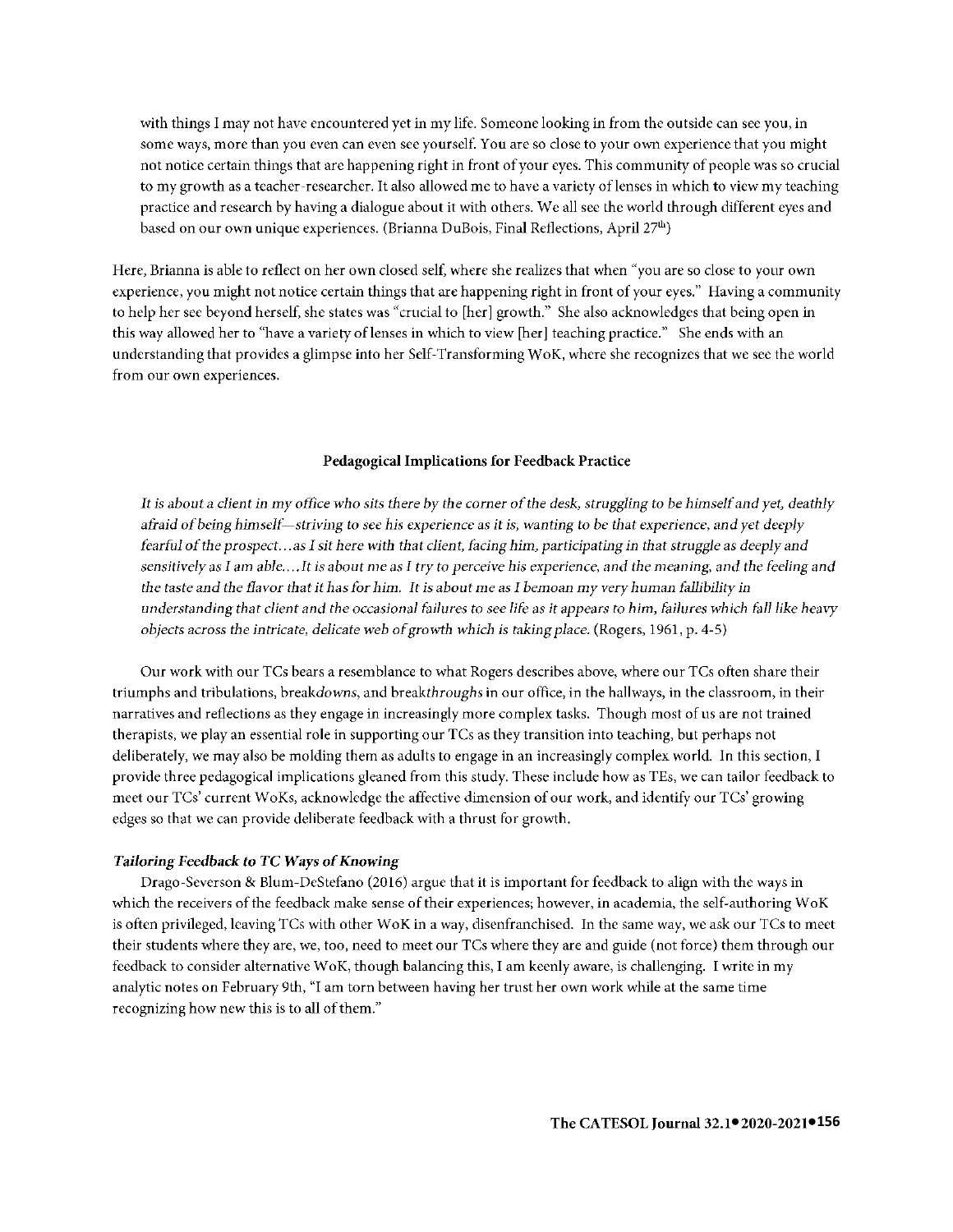> with things I may not have encountered yet in my life. Someone looking in from the outside can see you, in some ways, more than you even can even see yourself. You are so close to your own experience that you might not notice certain things that are happening right in front of your eyes. This community of people was so crucial to my growth as a teacher-researcher. It also allowed me to have a variety of lenses in which to view my teaching practice and research by having a dialogue about it with others. We all see the world through different eyes and based on our own unique experiences. (Brianna DuBois, Final Reflections, April 27th)

Here, Brianna is able to reflect on her own closed self, where she realizes that when "you are so close to your own experience, you might not notice certain things that are happening right in front of your eyes." Having a community to help her see beyond herself, she states was "crucial to [her] growth." She also acknowledges that being open in this way allowed her to "have a variety of lenses in which to view [her] teaching practice." She ends with an understanding that provides a glimpse into her Self-Transforming WoK, where she recognizes that we see the world from our own experiences.

### Pedagogical Implications for Feedback Practice

> *It is about a client in my office who sits there by the corner of the desk, struggling to be himself and yet, deathly afraid of being himself—striving to see his experience as it is, wanting to be that experience, and yet deeply fearful of the prospect…as I sit here with that client, facing him, participating in that struggle as deeply and sensitively as I am able….It is about me as I try to perceive his experience, and the meaning, and the feeling and the taste and the flavor that it has for him. It is about me as I bemoan my very human fallibility in understanding that client and the occasional failures to see life as it appears to him, failures which fall like heavy objects across the intricate, delicate web of growth which is taking place.* (Rogers, 1961, p. 4-5)

Our work with our TCs bears a resemblance to what Rogers describes above, where our TCs often share their triumphs and tribulations, break*downs*, and break*throughs* in our office, in the hallways, in the classroom, in their narratives and reflections as they engage in increasingly more complex tasks. Though most of us are not trained therapists, we play an essential role in supporting our TCs as they transition into teaching, but perhaps not deliberately, we may also be molding them as adults to engage in an increasingly complex world. In this section, I provide three pedagogical implications gleaned from this study. These include how as TEs, we can tailor feedback to meet our TCs' current WoKs, acknowledge the affective dimension of our work, and identify our TCs' growing edges so that we can provide deliberate feedback with a thrust for growth.

#### *Tailoring Feedback to TC Ways of Knowing*

Drago-Severson & Blum-DeStefano (2016) argue that it is important for feedback to align with the ways in which the receivers of the feedback make sense of their experiences; however, in academia, the self-authoring WoK is often privileged, leaving TCs with other WoK in a way, disenfranchised. In the same way, we ask our TCs to meet their students where they are, we, too, need to meet our TCs where they are and guide (not force) them through our feedback to consider alternative WoK, though balancing this, I am keenly aware, is challenging. I write in my analytic notes on February 9th, "I am torn between having her trust her own work while at the same time recognizing how new this is to all of them."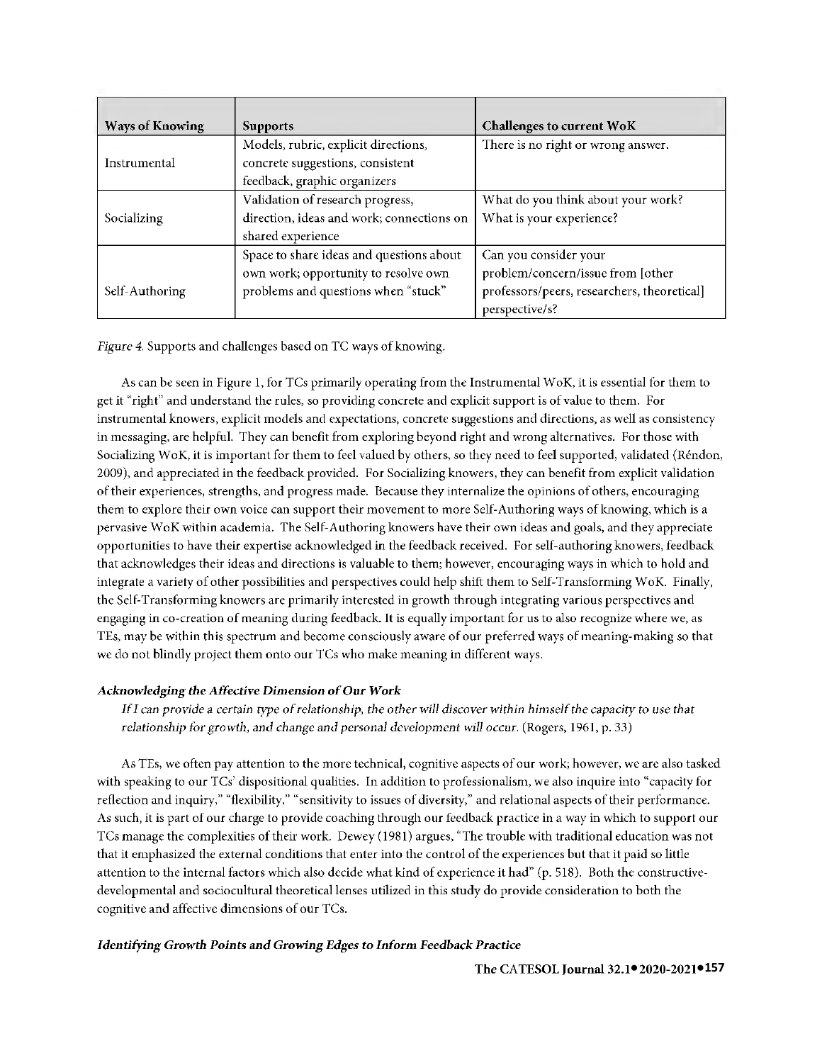| Ways of Knowing | Supports | Challenges to current WoK |
|---|---|---|
| Instrumental | Models, rubric, explicit directions, concrete suggestions, consistent feedback, graphic organizers | There is no right or wrong answer. |
| Socializing | Validation of research progress, direction, ideas and work; connections on shared experience | What do you think about your work? What is your experience? |
| Self-Authoring | Space to share ideas and questions about own work; opportunity to resolve own problems and questions when "stuck" | Can you consider your problem/concern/issue from [other professors/peers, researchers, theoretical] perspective/s? |

*Figure 4.* Supports and challenges based on TC ways of knowing.

As can be seen in Figure 1, for TCs primarily operating from the Instrumental WoK, it is essential for them to get it "right" and understand the rules, so providing concrete and explicit support is of value to them. For instrumental knowers, explicit models and expectations, concrete suggestions and directions, as well as consistency in messaging, are helpful. They can benefit from exploring beyond right and wrong alternatives. For those with Socializing WoK, it is important for them to feel valued by others, so they need to feel supported, validated (Réndon, 2009), and appreciated in the feedback provided. For Socializing knowers, they can benefit from explicit validation of their experiences, strengths, and progress made. Because they internalize the opinions of others, encouraging them to explore their own voice can support their movement to more Self-Authoring ways of knowing, which is a pervasive WoK within academia. The Self-Authoring knowers have their own ideas and goals, and they appreciate opportunities to have their expertise acknowledged in the feedback received. For self-authoring knowers, feedback that acknowledges their ideas and directions is valuable to them; however, encouraging ways in which to hold and integrate a variety of other possibilities and perspectives could help shift them to Self-Transforming WoK. Finally, the Self-Transforming knowers are primarily interested in growth through integrating various perspectives and engaging in co-creation of meaning during feedback. It is equally important for us to also recognize where we, as TEs, may be within this spectrum and become consciously aware of our preferred ways of meaning-making so that we do not blindly project them onto our TCs who make meaning in different ways.

### *Acknowledging the Affective Dimension of Our Work*

*If I can provide a certain type of relationship, the other will discover within himself the capacity to use that relationship for growth, and change and personal development will occur.* (Rogers, 1961, p. 33)

As TEs, we often pay attention to the more technical, cognitive aspects of our work; however, we are also tasked with speaking to our TCs' dispositional qualities. In addition to professionalism, we also inquire into "capacity for reflection and inquiry," "flexibility," "sensitivity to issues of diversity," and relational aspects of their performance. As such, it is part of our charge to provide coaching through our feedback practice in a way in which to support our TCs manage the complexities of their work. Dewey (1981) argues, "The trouble with traditional education was not that it emphasized the external conditions that enter into the control of the experiences but that it paid so little attention to the internal factors which also decide what kind of experience it had" (p. 518). Both the constructive-developmental and sociocultural theoretical lenses utilized in this study do provide consideration to both the cognitive and affective dimensions of our TCs.

### *Identifying Growth Points and Growing Edges to Inform Feedback Practice*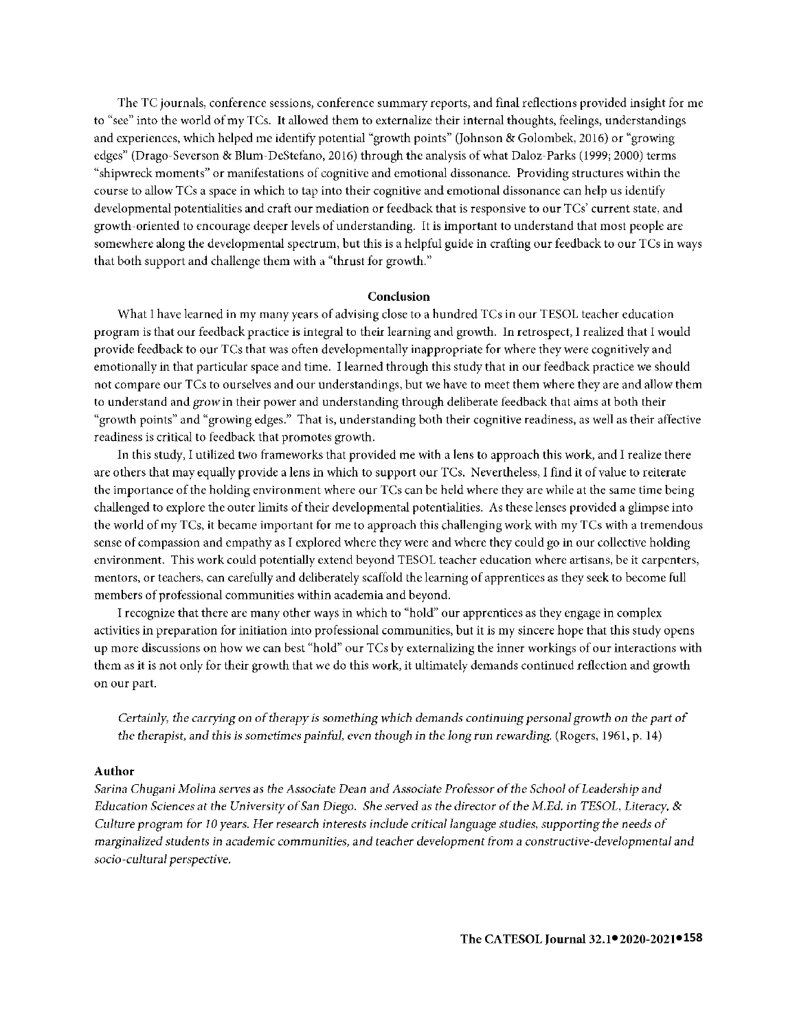The TC journals, conference sessions, conference summary reports, and final reflections provided insight for me to "see" into the world of my TCs. It allowed them to externalize their internal thoughts, feelings, understandings and experiences, which helped me identify potential "growth points" (Johnson & Golombek, 2016) or "growing edges" (Drago-Severson & Blum-DeStefano, 2016) through the analysis of what Daloz-Parks (1999; 2000) terms "shipwreck moments" or manifestations of cognitive and emotional dissonance. Providing structures within the course to allow TCs a space in which to tap into their cognitive and emotional dissonance can help us identify developmental potentialities and craft our mediation or feedback that is responsive to our TCs' current state, and growth-oriented to encourage deeper levels of understanding. It is important to understand that most people are somewhere along the developmental spectrum, but this is a helpful guide in crafting our feedback to our TCs in ways that both support and challenge them with a "thrust for growth."

## Conclusion

What I have learned in my many years of advising close to a hundred TCs in our TESOL teacher education program is that our feedback practice is integral to their learning and growth. In retrospect, I realized that I would provide feedback to our TCs that was often developmentally inappropriate for where they were cognitively and emotionally in that particular space and time. I learned through this study that in our feedback practice we should not compare our TCs to ourselves and our understandings, but we have to meet them where they are and allow them to understand and *grow* in their power and understanding through deliberate feedback that aims at both their "growth points" and "growing edges." That is, understanding both their cognitive readiness, as well as their affective readiness is critical to feedback that promotes growth.

In this study, I utilized two frameworks that provided me with a lens to approach this work, and I realize there are others that may equally provide a lens in which to support our TCs. Nevertheless, I find it of value to reiterate the importance of the holding environment where our TCs can be held where they are while at the same time being challenged to explore the outer limits of their developmental potentialities. As these lenses provided a glimpse into the world of my TCs, it became important for me to approach this challenging work with my TCs with a tremendous sense of compassion and empathy as I explored where they were and where they could go in our collective holding environment. This work could potentially extend beyond TESOL teacher education where artisans, be it carpenters, mentors, or teachers, can carefully and deliberately scaffold the learning of apprentices as they seek to become full members of professional communities within academia and beyond.

I recognize that there are many other ways in which to "hold" our apprentices as they engage in complex activities in preparation for initiation into professional communities, but it is my sincere hope that this study opens up more discussions on how we can best "hold" our TCs by externalizing the inner workings of our interactions with them as it is not only for their growth that we do this work, it ultimately demands continued reflection and growth on our part.

> *Certainly, the carrying on of therapy is something which demands continuing personal growth on the part of the therapist, and this is sometimes painful, even though in the long run rewarding.* (Rogers, 1961, p. 14)

### Author

*Sarina Chugani Molina serves as the Associate Dean and Associate Professor of the School of Leadership and Education Sciences at the University of San Diego. She served as the director of the M.Ed. in TESOL, Literacy, & Culture program for 10 years. Her research interests include critical language studies, supporting the needs of marginalized students in academic communities, and teacher development from a constructive-developmental and socio-cultural perspective.*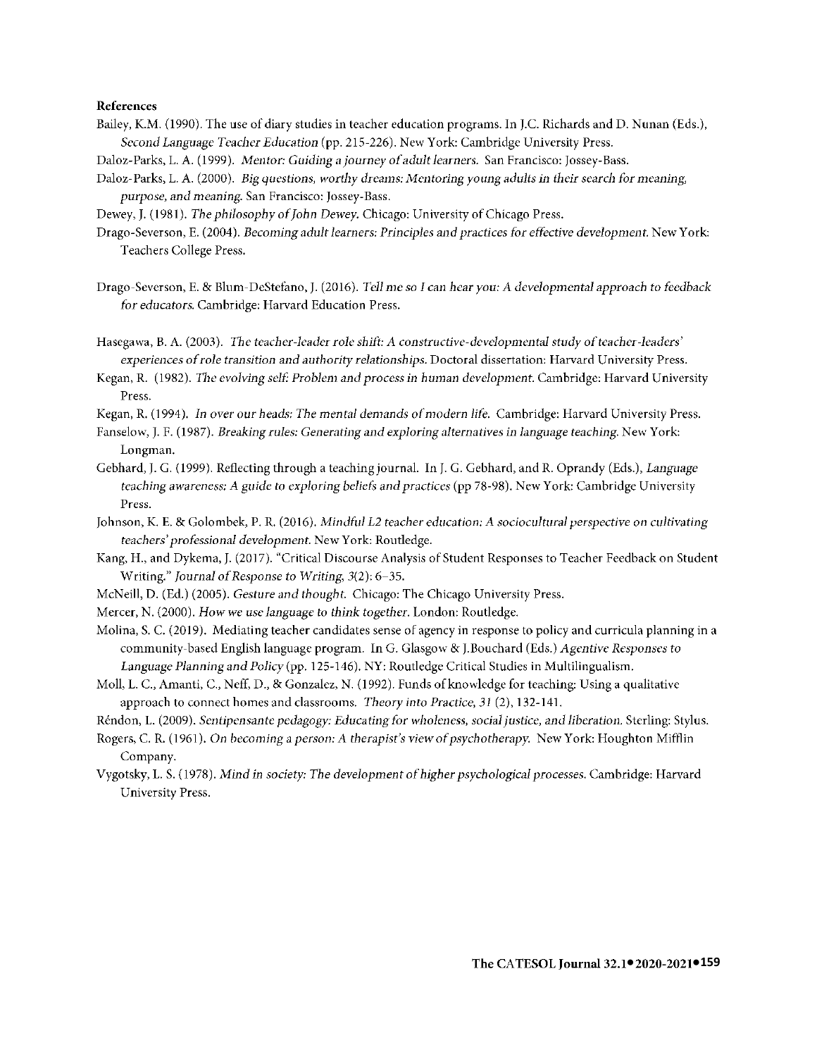**References**

Bailey, K.M. (1990). The use of diary studies in teacher education programs. In J.C. Richards and D. Nunan (Eds.), *Second Language Teacher Education* (pp. 215-226). New York: Cambridge University Press.

Daloz-Parks, L. A. (1999). *Mentor: Guiding a journey of adult learners.* San Francisco: Jossey-Bass.

Daloz-Parks, L. A. (2000). *Big questions, worthy dreams: Mentoring young adults in their search for meaning, purpose, and meaning.* San Francisco: Jossey-Bass.

Dewey, J. (1981). *The philosophy of John Dewey.* Chicago: University of Chicago Press.

Drago-Severson, E. (2004). *Becoming adult learners: Principles and practices for effective development.* New York: Teachers College Press.

Drago-Severson, E. & Blum-DeStefano, J. (2016). *Tell me so I can hear you: A developmental approach to feedback for educators.* Cambridge: Harvard Education Press.

Hasegawa, B. A. (2003). *The teacher-leader role shift: A constructive-developmental study of teacher-leaders' experiences of role transition and authority relationships.* Doctoral dissertation: Harvard University Press.

Kegan, R. (1982). *The evolving self: Problem and process in human development.* Cambridge: Harvard University Press.

Kegan, R. (1994). *In over our heads: The mental demands of modern life.* Cambridge: Harvard University Press.

Fanselow, J. F. (1987). *Breaking rules: Generating and exploring alternatives in language teaching.* New York: Longman.

Gebhard, J. G. (1999). Reflecting through a teaching journal. In J. G. Gebhard, and R. Oprandy (Eds.), *Language teaching awareness: A guide to exploring beliefs and practices* (pp 78-98). New York: Cambridge University Press.

Johnson, K. E. & Golombek, P. R. (2016). *Mindful L2 teacher education: A sociocultural perspective on cultivating teachers' professional development.* New York: Routledge.

Kang, H., and Dykema, J. (2017). "Critical Discourse Analysis of Student Responses to Teacher Feedback on Student Writing." *Journal of Response to Writing, 3*(2): 6–35.

McNeill, D. (Ed.) (2005). *Gesture and thought.* Chicago: The Chicago University Press.

Mercer, N. (2000). *How we use language to think together.* London: Routledge.

Molina, S. C. (2019). Mediating teacher candidates sense of agency in response to policy and curricula planning in a community-based English language program. In G. Glasgow & J.Bouchard (Eds.) *Agentive Responses to Language Planning and Policy* (pp. 125-146). NY: Routledge Critical Studies in Multilingualism.

Moll, L. C., Amanti, C., Neff, D., & Gonzalez, N. (1992). Funds of knowledge for teaching: Using a qualitative approach to connect homes and classrooms. *Theory into Practice, 31* (2), 132-141.

Rendon, L. (2009). *Sentipensante pedagogy: Educating for wholeness, social justice, and liberation.* Sterling: Stylus.

Rogers, C. R. (1961). *On becoming a person: A therapist's view of psychotherapy.* New York: Houghton Mifflin Company.

Vygotsky, L. S. (1978). *Mind in society: The development of higher psychological processes.* Cambridge: Harvard University Press.